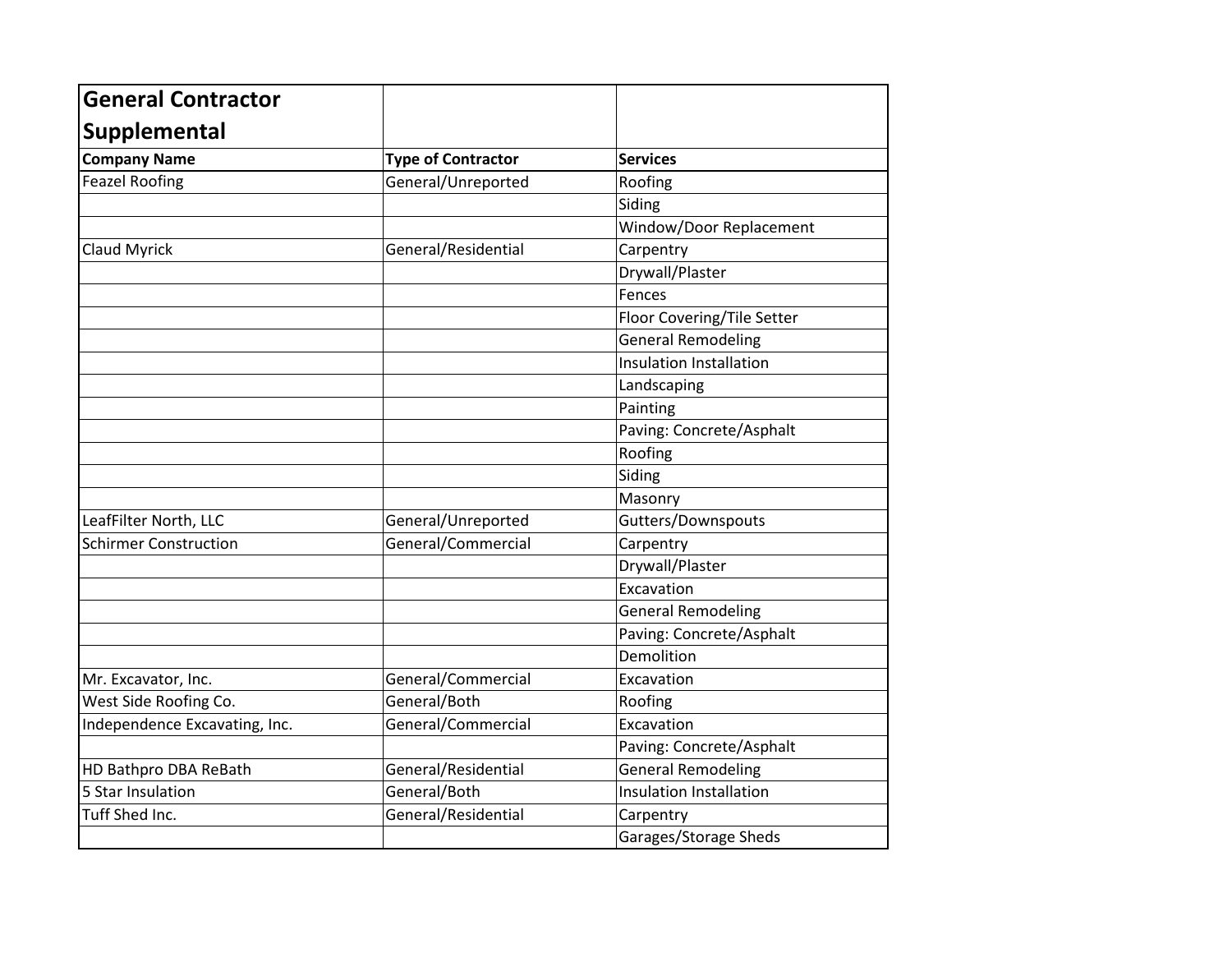# General Contractor Supplemental

| Company Name | Type of Contractor | Services |
|---|---|---|
| Feazel Roofing | General/Unreported | Roofing |
| | | Siding |
| | | Window/Door Replacement |
| Claud Myrick | General/Residential | Carpentry |
| | | Drywall/Plaster |
| | | Fences |
| | | Floor Covering/Tile Setter |
| | | General Remodeling |
| | | Insulation Installation |
| | | Landscaping |
| | | Painting |
| | | Paving: Concrete/Asphalt |
| | | Roofing |
| | | Siding |
| | | Masonry |
| LeafFilter North, LLC | General/Unreported | Gutters/Downspouts |
| Schirmer Construction | General/Commercial | Carpentry |
| | | Drywall/Plaster |
| | | Excavation |
| | | General Remodeling |
| | | Paving: Concrete/Asphalt |
| | | Demolition |
| Mr. Excavator, Inc. | General/Commercial | Excavation |
| West Side Roofing Co. | General/Both | Roofing |
| Independence Excavating, Inc. | General/Commercial | Excavation |
| | | Paving: Concrete/Asphalt |
| HD Bathpro DBA ReBath | General/Residential | General Remodeling |
| 5 Star Insulation | General/Both | Insulation Installation |
| Tuff Shed Inc. | General/Residential | Carpentry |
| | | Garages/Storage Sheds |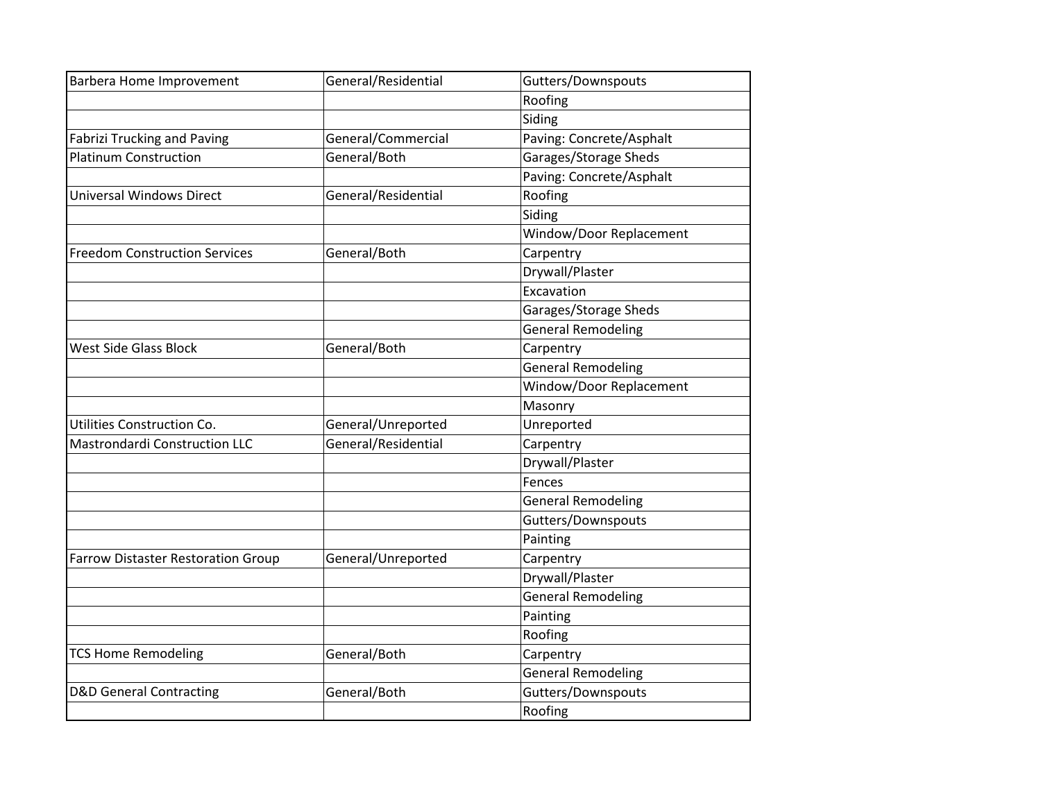| | | |
|---|---|---|
| Barbera Home Improvement | General/Residential | Gutters/Downspouts |
| | | Roofing |
| | | Siding |
| Fabrizi Trucking and Paving | General/Commercial | Paving: Concrete/Asphalt |
| Platinum Construction | General/Both | Garages/Storage Sheds |
| | | Paving: Concrete/Asphalt |
| Universal Windows Direct | General/Residential | Roofing |
| | | Siding |
| | | Window/Door Replacement |
| Freedom Construction Services | General/Both | Carpentry |
| | | Drywall/Plaster |
| | | Excavation |
| | | Garages/Storage Sheds |
| | | General Remodeling |
| West Side Glass Block | General/Both | Carpentry |
| | | General Remodeling |
| | | Window/Door Replacement |
| | | Masonry |
| Utilities Construction Co. | General/Unreported | Unreported |
| Mastrondardi Construction LLC | General/Residential | Carpentry |
| | | Drywall/Plaster |
| | | Fences |
| | | General Remodeling |
| | | Gutters/Downspouts |
| | | Painting |
| Farrow Distaster Restoration Group | General/Unreported | Carpentry |
| | | Drywall/Plaster |
| | | General Remodeling |
| | | Painting |
| | | Roofing |
| TCS Home Remodeling | General/Both | Carpentry |
| | | General Remodeling |
| D&D General Contracting | General/Both | Gutters/Downspouts |
| | | Roofing |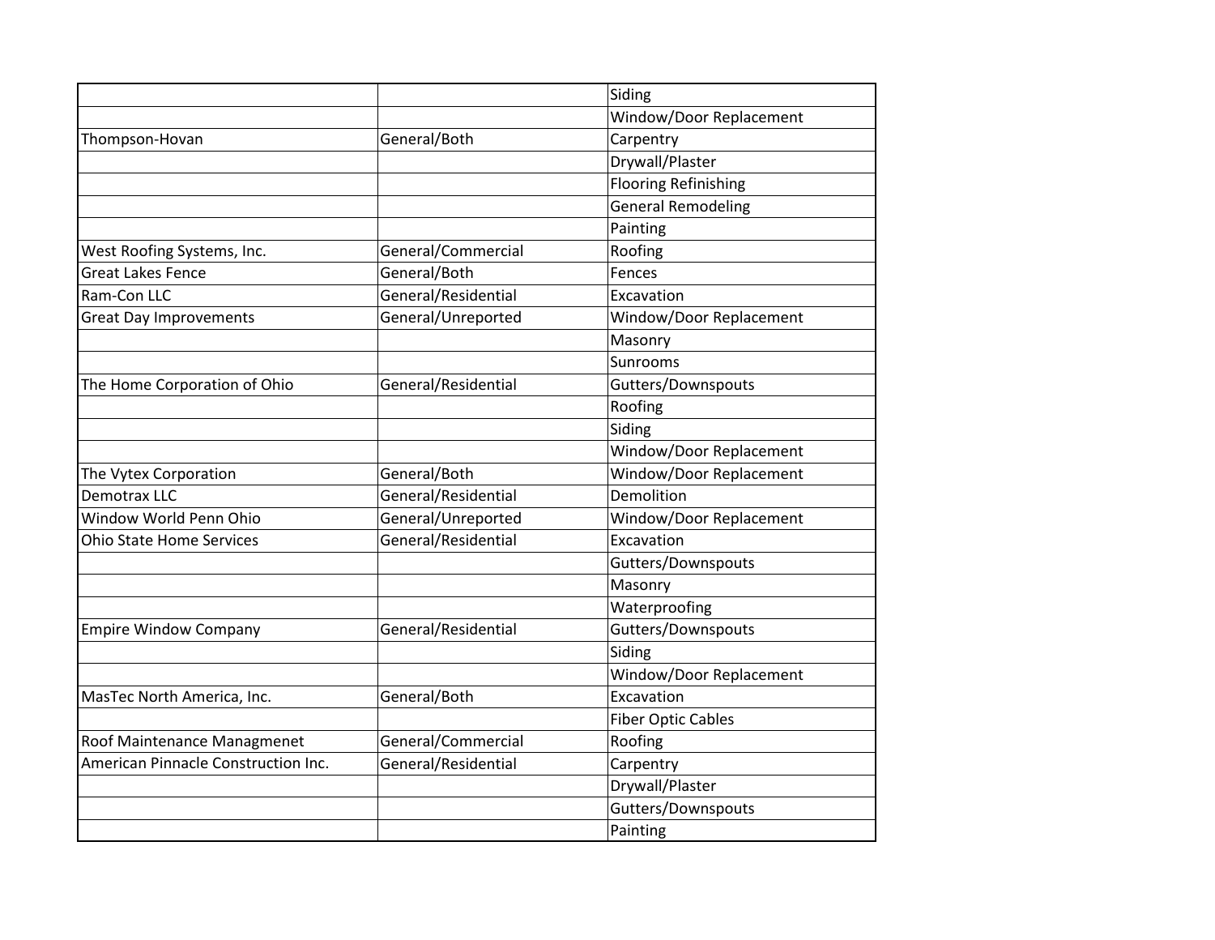| | | |
|---|---|---|
| | | Siding |
| | | Window/Door Replacement |
| Thompson-Hovan | General/Both | Carpentry |
| | | Drywall/Plaster |
| | | Flooring Refinishing |
| | | General Remodeling |
| | | Painting |
| West Roofing Systems, Inc. | General/Commercial | Roofing |
| Great Lakes Fence | General/Both | Fences |
| Ram-Con LLC | General/Residential | Excavation |
| Great Day Improvements | General/Unreported | Window/Door Replacement |
| | | Masonry |
| | | Sunrooms |
| The Home Corporation of Ohio | General/Residential | Gutters/Downspouts |
| | | Roofing |
| | | Siding |
| | | Window/Door Replacement |
| The Vytex Corporation | General/Both | Window/Door Replacement |
| Demotrax LLC | General/Residential | Demolition |
| Window World Penn Ohio | General/Unreported | Window/Door Replacement |
| Ohio State Home Services | General/Residential | Excavation |
| | | Gutters/Downspouts |
| | | Masonry |
| | | Waterproofing |
| Empire Window Company | General/Residential | Gutters/Downspouts |
| | | Siding |
| | | Window/Door Replacement |
| MasTec North America, Inc. | General/Both | Excavation |
| | | Fiber Optic Cables |
| Roof Maintenance Managmenet | General/Commercial | Roofing |
| American Pinnacle Construction Inc. | General/Residential | Carpentry |
| | | Drywall/Plaster |
| | | Gutters/Downspouts |
| | | Painting |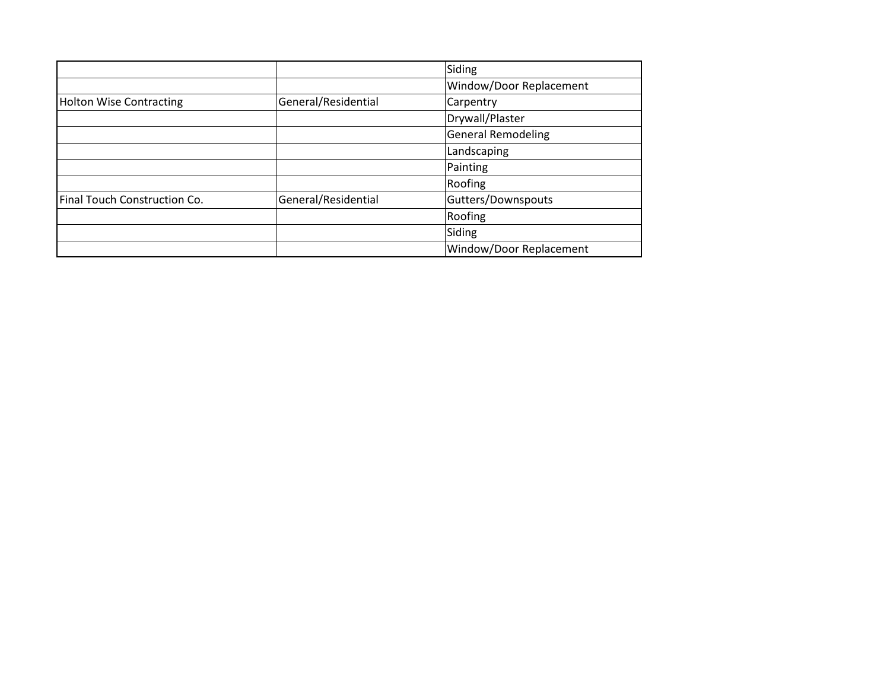| | | |
|---|---|---|
| | | Siding |
| | | Window/Door Replacement |
| Holton Wise Contracting | General/Residential | Carpentry |
| | | Drywall/Plaster |
| | | General Remodeling |
| | | Landscaping |
| | | Painting |
| | | Roofing |
| Final Touch Construction Co. | General/Residential | Gutters/Downspouts |
| | | Roofing |
| | | Siding |
| | | Window/Door Replacement |